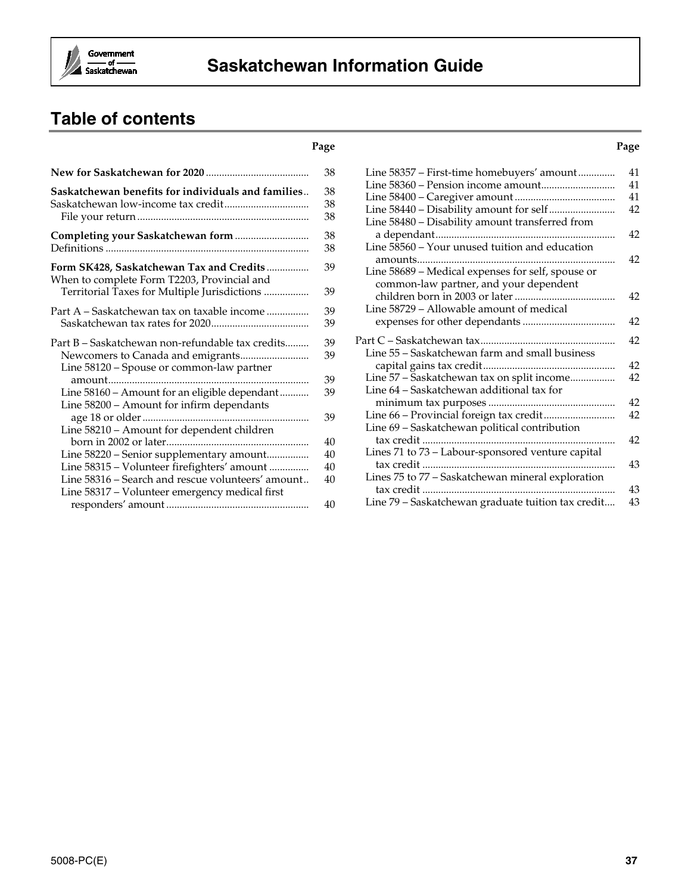# Saskatchewan Information Guide

## Table of contents

| | Page |
|---|---|
| **New for Saskatchewan for 2020** | 38 |
| **Saskatchewan benefits for individuals and families** | 38 |
| Saskatchewan low-income tax credit | 38 |
| File your return | 38 |
| **Completing your Saskatchewan form** | 38 |
| Definitions | 38 |
| **Form SK428, Saskatchewan Tax and Credits** | 39 |
| When to complete Form T2203, Provincial and Territorial Taxes for Multiple Jurisdictions | 39 |
| Part A – Saskatchewan tax on taxable income | 39 |
| Saskatchewan tax rates for 2020 | 39 |
| Part B – Saskatchewan non-refundable tax credits | 39 |
| Newcomers to Canada and emigrants | 39 |
| Line 58120 – Spouse or common-law partner amount | 39 |
| Line 58160 – Amount for an eligible dependant | 39 |
| Line 58200 – Amount for infirm dependants age 18 or older | 39 |
| Line 58210 – Amount for dependent children born in 2002 or later | 40 |
| Line 58220 – Senior supplementary amount | 40 |
| Line 58315 – Volunteer firefighters' amount | 40 |
| Line 58316 – Search and rescue volunteers' amount | 40 |
| Line 58317 – Volunteer emergency medical first responders' amount | 40 |
| Line 58357 – First-time homebuyers' amount | 41 |
| Line 58360 – Pension income amount | 41 |
| Line 58400 – Caregiver amount | 41 |
| Line 58440 – Disability amount for self | 42 |
| Line 58480 – Disability amount transferred from a dependant | 42 |
| Line 58560 – Your unused tuition and education amounts | 42 |
| Line 58689 – Medical expenses for self, spouse or common-law partner, and your dependent children born in 2003 or later | 42 |
| Line 58729 – Allowable amount of medical expenses for other dependants | 42 |
| Part C – Saskatchewan tax | 42 |
| Line 55 – Saskatchewan farm and small business capital gains tax credit | 42 |
| Line 57 – Saskatchewan tax on split income | 42 |
| Line 64 – Saskatchewan additional tax for minimum tax purposes | 42 |
| Line 66 – Provincial foreign tax credit | 42 |
| Line 69 – Saskatchewan political contribution tax credit | 42 |
| Lines 71 to 73 – Labour-sponsored venture capital tax credit | 43 |
| Lines 75 to 77 – Saskatchewan mineral exploration tax credit | 43 |
| Line 79 – Saskatchewan graduate tuition tax credit | 43 |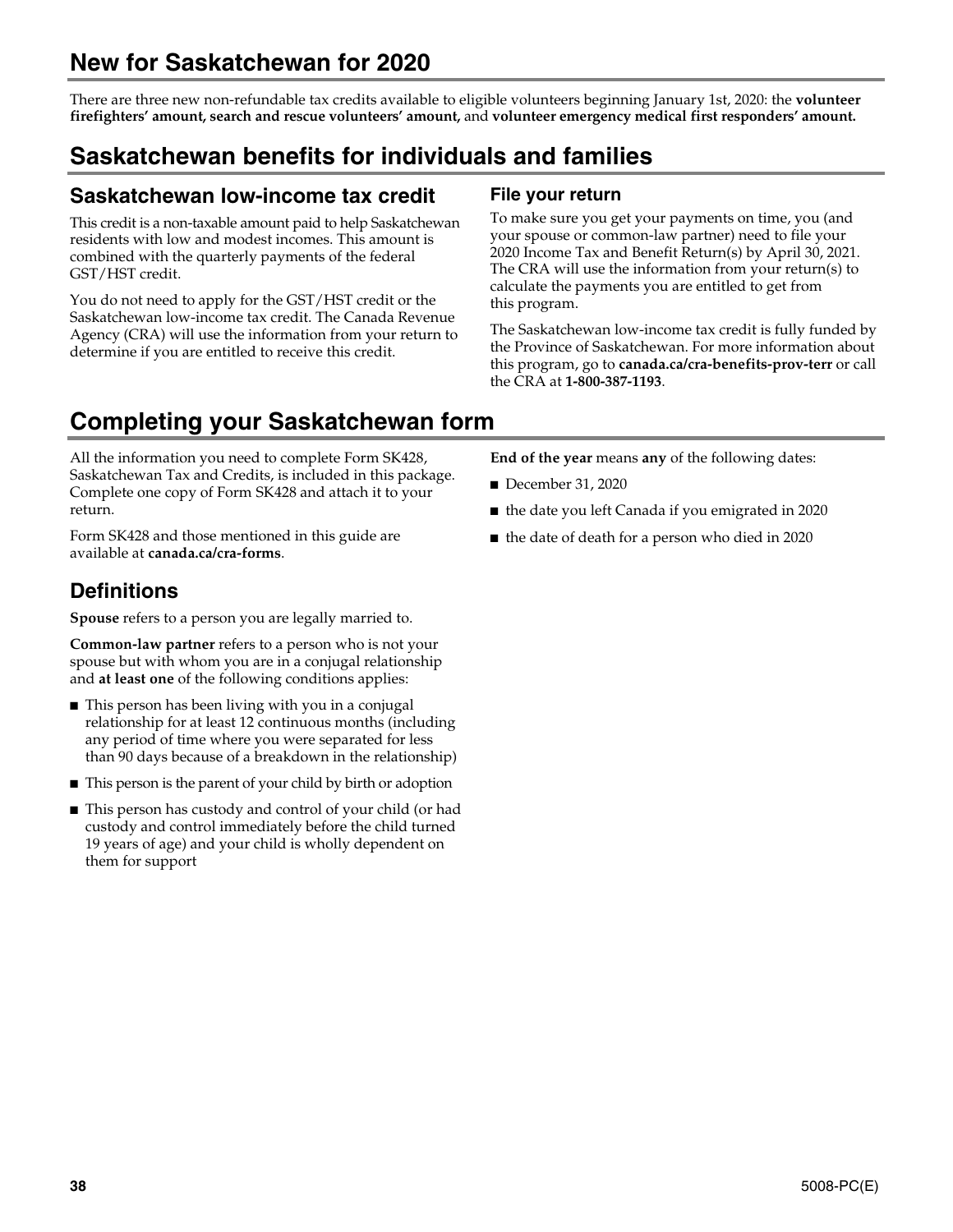# New for Saskatchewan for 2020

There are three new non-refundable tax credits available to eligible volunteers beginning January 1st, 2020: the **volunteer firefighters' amount, search and rescue volunteers' amount,** and **volunteer emergency medical first responders' amount.**

# Saskatchewan benefits for individuals and families

## Saskatchewan low-income tax credit

This credit is a non-taxable amount paid to help Saskatchewan residents with low and modest incomes. This amount is combined with the quarterly payments of the federal GST/HST credit.

You do not need to apply for the GST/HST credit or the Saskatchewan low-income tax credit. The Canada Revenue Agency (CRA) will use the information from your return to determine if you are entitled to receive this credit.

### File your return

To make sure you get your payments on time, you (and your spouse or common-law partner) need to file your 2020 Income Tax and Benefit Return(s) by April 30, 2021. The CRA will use the information from your return(s) to calculate the payments you are entitled to get from this program.

The Saskatchewan low-income tax credit is fully funded by the Province of Saskatchewan. For more information about this program, go to **canada.ca/cra-benefits-prov-terr** or call the CRA at **1-800-387-1193**.

# Completing your Saskatchewan form

All the information you need to complete Form SK428, Saskatchewan Tax and Credits, is included in this package. Complete one copy of Form SK428 and attach it to your return.

Form SK428 and those mentioned in this guide are available at **canada.ca/cra-forms**.

## Definitions

**Spouse** refers to a person you are legally married to.

**Common-law partner** refers to a person who is not your spouse but with whom you are in a conjugal relationship and **at least one** of the following conditions applies:

- This person has been living with you in a conjugal relationship for at least 12 continuous months (including any period of time where you were separated for less than 90 days because of a breakdown in the relationship)
- This person is the parent of your child by birth or adoption
- This person has custody and control of your child (or had custody and control immediately before the child turned 19 years of age) and your child is wholly dependent on them for support

**End of the year** means **any** of the following dates:

- December 31, 2020
- the date you left Canada if you emigrated in 2020
- the date of death for a person who died in 2020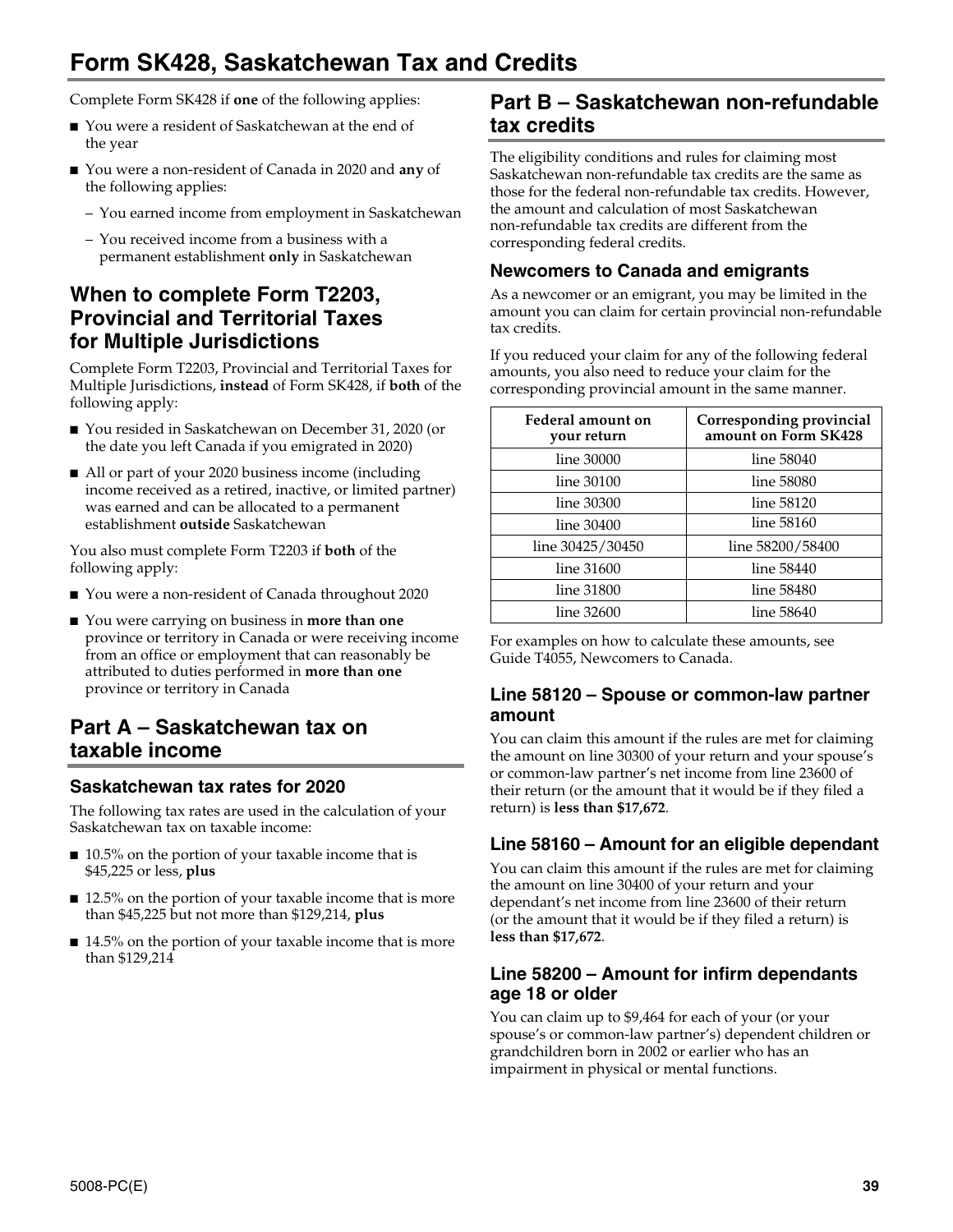# Form SK428, Saskatchewan Tax and Credits

Complete Form SK428 if **one** of the following applies:

- You were a resident of Saskatchewan at the end of the year
- You were a non-resident of Canada in 2020 and **any** of the following applies:
  - You earned income from employment in Saskatchewan
  - You received income from a business with a permanent establishment **only** in Saskatchewan

## When to complete Form T2203, Provincial and Territorial Taxes for Multiple Jurisdictions

Complete Form T2203, Provincial and Territorial Taxes for Multiple Jurisdictions, **instead** of Form SK428, if **both** of the following apply:

- You resided in Saskatchewan on December 31, 2020 (or the date you left Canada if you emigrated in 2020)
- All or part of your 2020 business income (including income received as a retired, inactive, or limited partner) was earned and can be allocated to a permanent establishment **outside** Saskatchewan

You also must complete Form T2203 if **both** of the following apply:

- You were a non-resident of Canada throughout 2020
- You were carrying on business in **more than one** province or territory in Canada or were receiving income from an office or employment that can reasonably be attributed to duties performed in **more than one** province or territory in Canada

## Part A – Saskatchewan tax on taxable income

### Saskatchewan tax rates for 2020

The following tax rates are used in the calculation of your Saskatchewan tax on taxable income:

- 10.5% on the portion of your taxable income that is $45,225 or less, **plus**
- 12.5% on the portion of your taxable income that is more than $45,225 but not more than $129,214, **plus**
- 14.5% on the portion of your taxable income that is more than $129,214

## Part B – Saskatchewan non-refundable tax credits

The eligibility conditions and rules for claiming most Saskatchewan non-refundable tax credits are the same as those for the federal non-refundable tax credits. However, the amount and calculation of most Saskatchewan non-refundable tax credits are different from the corresponding federal credits.

### Newcomers to Canada and emigrants

As a newcomer or an emigrant, you may be limited in the amount you can claim for certain provincial non-refundable tax credits.

If you reduced your claim for any of the following federal amounts, you also need to reduce your claim for the corresponding provincial amount in the same manner.

| Federal amount on your return | Corresponding provincial amount on Form SK428 |
|---|---|
| line 30000 | line 58040 |
| line 30100 | line 58080 |
| line 30300 | line 58120 |
| line 30400 | line 58160 |
| line 30425/30450 | line 58200/58400 |
| line 31600 | line 58440 |
| line 31800 | line 58480 |
| line 32600 | line 58640 |

For examples on how to calculate these amounts, see Guide T4055, Newcomers to Canada.

### Line 58120 – Spouse or common-law partner amount

You can claim this amount if the rules are met for claiming the amount on line 30300 of your return and your spouse's or common-law partner's net income from line 23600 of their return (or the amount that it would be if they filed a return) is **less than $17,672**.

### Line 58160 – Amount for an eligible dependant

You can claim this amount if the rules are met for claiming the amount on line 30400 of your return and your dependant's net income from line 23600 of their return (or the amount that it would be if they filed a return) is **less than $17,672**.

### Line 58200 – Amount for infirm dependants age 18 or older

You can claim up to $9,464 for each of your (or your spouse's or common-law partner's) dependent children or grandchildren born in 2002 or earlier who has an impairment in physical or mental functions.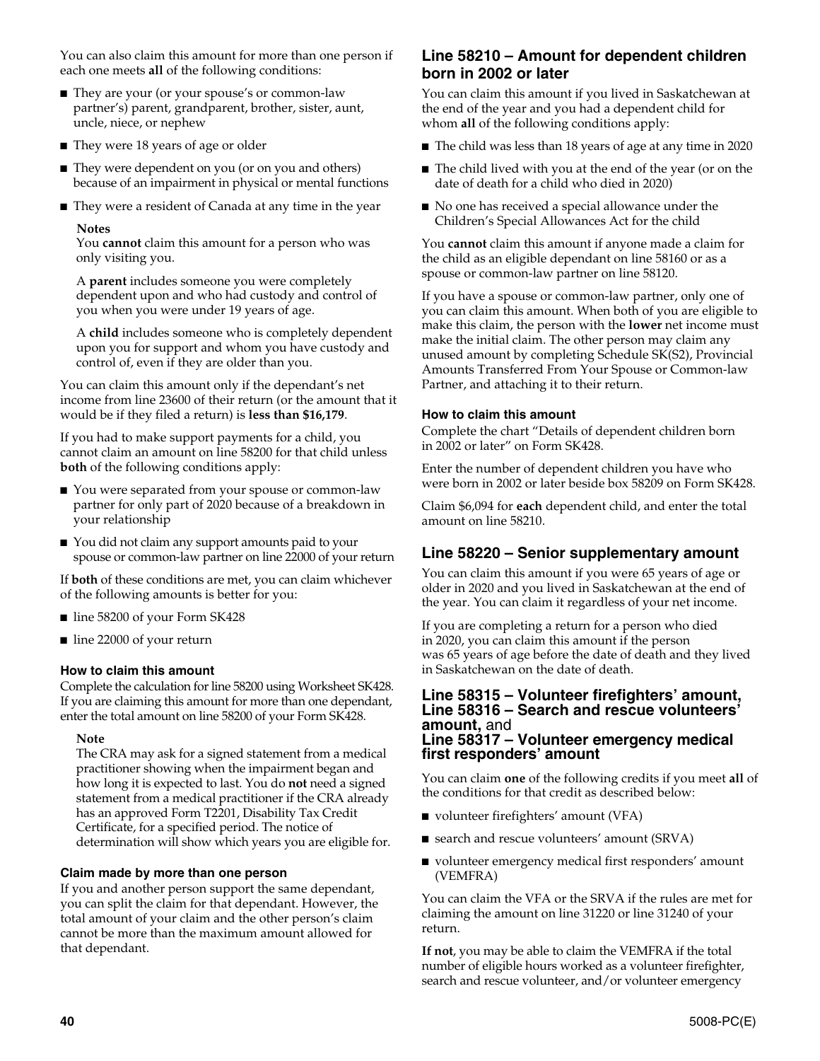You can also claim this amount for more than one person if each one meets **all** of the following conditions:

- They are your (or your spouse's or common-law partner's) parent, grandparent, brother, sister, aunt, uncle, niece, or nephew
- They were 18 years of age or older
- They were dependent on you (or on you and others) because of an impairment in physical or mental functions
- They were a resident of Canada at any time in the year

**Notes**
You **cannot** claim this amount for a person who was only visiting you.

A **parent** includes someone you were completely dependent upon and who had custody and control of you when you were under 19 years of age.

A **child** includes someone who is completely dependent upon you for support and whom you have custody and control of, even if they are older than you.

You can claim this amount only if the dependant's net income from line 23600 of their return (or the amount that it would be if they filed a return) is **less than $16,179**.

If you had to make support payments for a child, you cannot claim an amount on line 58200 for that child unless **both** of the following conditions apply:

- You were separated from your spouse or common-law partner for only part of 2020 because of a breakdown in your relationship
- You did not claim any support amounts paid to your spouse or common-law partner on line 22000 of your return

If **both** of these conditions are met, you can claim whichever of the following amounts is better for you:

- line 58200 of your Form SK428
- line 22000 of your return

#### How to claim this amount

Complete the calculation for line 58200 using Worksheet SK428. If you are claiming this amount for more than one dependant, enter the total amount on line 58200 of your Form SK428.

**Note**
The CRA may ask for a signed statement from a medical practitioner showing when the impairment began and how long it is expected to last. You do **not** need a signed statement from a medical practitioner if the CRA already has an approved Form T2201, Disability Tax Credit Certificate, for a specified period. The notice of determination will show which years you are eligible for.

#### Claim made by more than one person

If you and another person support the same dependant, you can split the claim for that dependant. However, the total amount of your claim and the other person's claim cannot be more than the maximum amount allowed for that dependant.

### Line 58210 – Amount for dependent children born in 2002 or later

You can claim this amount if you lived in Saskatchewan at the end of the year and you had a dependent child for whom **all** of the following conditions apply:

- The child was less than 18 years of age at any time in 2020
- The child lived with you at the end of the year (or on the date of death for a child who died in 2020)
- No one has received a special allowance under the Children's Special Allowances Act for the child

You **cannot** claim this amount if anyone made a claim for the child as an eligible dependant on line 58160 or as a spouse or common-law partner on line 58120.

If you have a spouse or common-law partner, only one of you can claim this amount. When both of you are eligible to make this claim, the person with the **lower** net income must make the initial claim. The other person may claim any unused amount by completing Schedule SK(S2), Provincial Amounts Transferred From Your Spouse or Common-law Partner, and attaching it to their return.

#### How to claim this amount

Complete the chart "Details of dependent children born in 2002 or later" on Form SK428.

Enter the number of dependent children you have who were born in 2002 or later beside box 58209 on Form SK428.

Claim $6,094 for **each** dependent child, and enter the total amount on line 58210.

### Line 58220 – Senior supplementary amount

You can claim this amount if you were 65 years of age or older in 2020 and you lived in Saskatchewan at the end of the year. You can claim it regardless of your net income.

If you are completing a return for a person who died in 2020, you can claim this amount if the person was 65 years of age before the date of death and they lived in Saskatchewan on the date of death.

### Line 58315 – Volunteer firefighters' amount, Line 58316 – Search and rescue volunteers' amount, and Line 58317 – Volunteer emergency medical first responders' amount

You can claim **one** of the following credits if you meet **all** of the conditions for that credit as described below:

- volunteer firefighters' amount (VFA)
- search and rescue volunteers' amount (SRVA)
- volunteer emergency medical first responders' amount (VEMFRA)

You can claim the VFA or the SRVA if the rules are met for claiming the amount on line 31220 or line 31240 of your return.

**If not**, you may be able to claim the VEMFRA if the total number of eligible hours worked as a volunteer firefighter, search and rescue volunteer, and/or volunteer emergency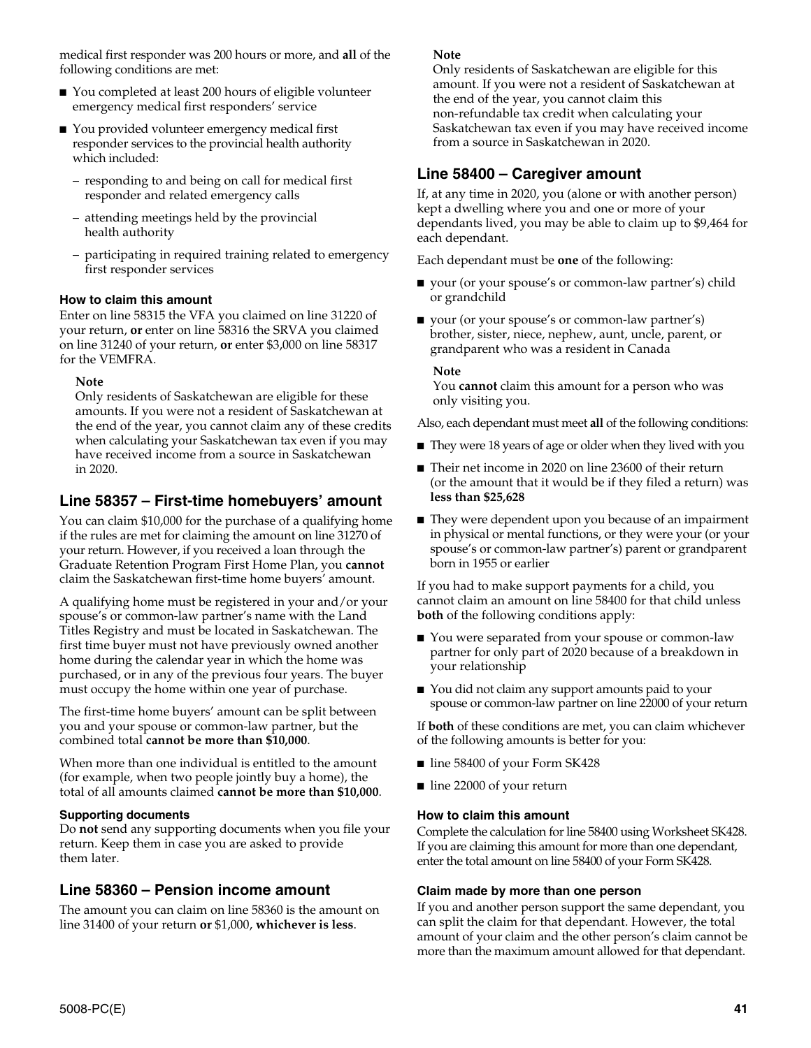medical first responder was 200 hours or more, and **all** of the following conditions are met:

- You completed at least 200 hours of eligible volunteer emergency medical first responders' service
- You provided volunteer emergency medical first responder services to the provincial health authority which included:
  - responding to and being on call for medical first responder and related emergency calls
  - attending meetings held by the provincial health authority
  - participating in required training related to emergency first responder services

#### How to claim this amount

Enter on line 58315 the VFA you claimed on line 31220 of your return, **or** enter on line 58316 the SRVA you claimed on line 31240 of your return, **or** enter $3,000 on line 58317 for the VEMFRA.

> **Note**
> Only residents of Saskatchewan are eligible for these amounts. If you were not a resident of Saskatchewan at the end of the year, you cannot claim any of these credits when calculating your Saskatchewan tax even if you may have received income from a source in Saskatchewan in 2020.

### Line 58357 – First-time homebuyers' amount

You can claim $10,000 for the purchase of a qualifying home if the rules are met for claiming the amount on line 31270 of your return. However, if you received a loan through the Graduate Retention Program First Home Plan, you **cannot** claim the Saskatchewan first-time home buyers' amount.

A qualifying home must be registered in your and/or your spouse's or common-law partner's name with the Land Titles Registry and must be located in Saskatchewan. The first time buyer must not have previously owned another home during the calendar year in which the home was purchased, or in any of the previous four years. The buyer must occupy the home within one year of purchase.

The first-time home buyers' amount can be split between you and your spouse or common-law partner, but the combined total **cannot be more than $10,000**.

When more than one individual is entitled to the amount (for example, when two people jointly buy a home), the total of all amounts claimed **cannot be more than $10,000**.

#### Supporting documents

Do **not** send any supporting documents when you file your return. Keep them in case you are asked to provide them later.

### Line 58360 – Pension income amount

The amount you can claim on line 58360 is the amount on line 31400 of your return **or** $1,000, **whichever is less**.

> **Note**
> Only residents of Saskatchewan are eligible for this amount. If you were not a resident of Saskatchewan at the end of the year, you cannot claim this non-refundable tax credit when calculating your Saskatchewan tax even if you may have received income from a source in Saskatchewan in 2020.

### Line 58400 – Caregiver amount

If, at any time in 2020, you (alone or with another person) kept a dwelling where you and one or more of your dependants lived, you may be able to claim up to $9,464 for each dependant.

Each dependant must be **one** of the following:

- your (or your spouse's or common-law partner's) child or grandchild
- your (or your spouse's or common-law partner's) brother, sister, niece, nephew, aunt, uncle, parent, or grandparent who was a resident in Canada

> **Note**
> You **cannot** claim this amount for a person who was only visiting you.

Also, each dependant must meet **all** of the following conditions:

- They were 18 years of age or older when they lived with you
- Their net income in 2020 on line 23600 of their return (or the amount that it would be if they filed a return) was **less than $25,628**
- They were dependent upon you because of an impairment in physical or mental functions, or they were your (or your spouse's or common-law partner's) parent or grandparent born in 1955 or earlier

If you had to make support payments for a child, you cannot claim an amount on line 58400 for that child unless **both** of the following conditions apply:

- You were separated from your spouse or common-law partner for only part of 2020 because of a breakdown in your relationship
- You did not claim any support amounts paid to your spouse or common-law partner on line 22000 of your return

If **both** of these conditions are met, you can claim whichever of the following amounts is better for you:

- line 58400 of your Form SK428
- line 22000 of your return

#### How to claim this amount

Complete the calculation for line 58400 using Worksheet SK428. If you are claiming this amount for more than one dependant, enter the total amount on line 58400 of your Form SK428.

#### Claim made by more than one person

If you and another person support the same dependant, you can split the claim for that dependant. However, the total amount of your claim and the other person's claim cannot be more than the maximum amount allowed for that dependant.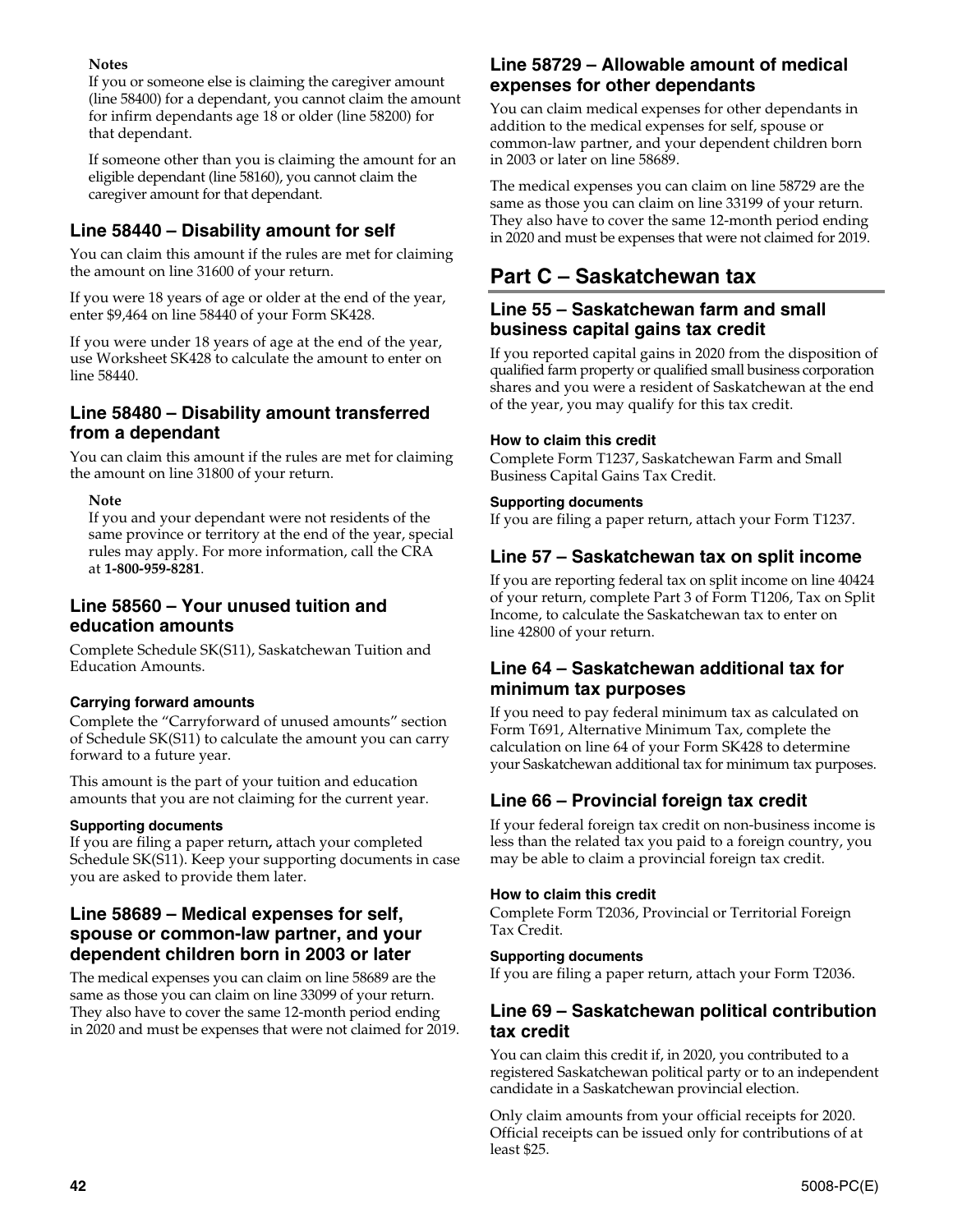**Notes**

If you or someone else is claiming the caregiver amount (line 58400) for a dependant, you cannot claim the amount for infirm dependants age 18 or older (line 58200) for that dependant.

If someone other than you is claiming the amount for an eligible dependant (line 58160), you cannot claim the caregiver amount for that dependant.

## Line 58440 – Disability amount for self

You can claim this amount if the rules are met for claiming the amount on line 31600 of your return.

If you were 18 years of age or older at the end of the year, enter $9,464 on line 58440 of your Form SK428.

If you were under 18 years of age at the end of the year, use Worksheet SK428 to calculate the amount to enter on line 58440.

## Line 58480 – Disability amount transferred from a dependant

You can claim this amount if the rules are met for claiming the amount on line 31800 of your return.

**Note**

If you and your dependant were not residents of the same province or territory at the end of the year, special rules may apply. For more information, call the CRA at **1-800-959-8281**.

## Line 58560 – Your unused tuition and education amounts

Complete Schedule SK(S11), Saskatchewan Tuition and Education Amounts.

#### Carrying forward amounts

Complete the "Carryforward of unused amounts" section of Schedule SK(S11) to calculate the amount you can carry forward to a future year.

This amount is the part of your tuition and education amounts that you are not claiming for the current year.

#### Supporting documents

If you are filing a paper return**,** attach your completed Schedule SK(S11). Keep your supporting documents in case you are asked to provide them later.

## Line 58689 – Medical expenses for self, spouse or common-law partner, and your dependent children born in 2003 or later

The medical expenses you can claim on line 58689 are the same as those you can claim on line 33099 of your return. They also have to cover the same 12-month period ending in 2020 and must be expenses that were not claimed for 2019.

## Line 58729 – Allowable amount of medical expenses for other dependants

You can claim medical expenses for other dependants in addition to the medical expenses for self, spouse or common-law partner, and your dependent children born in 2003 or later on line 58689.

The medical expenses you can claim on line 58729 are the same as those you can claim on line 33199 of your return. They also have to cover the same 12-month period ending in 2020 and must be expenses that were not claimed for 2019.

# Part C – Saskatchewan tax

## Line 55 – Saskatchewan farm and small business capital gains tax credit

If you reported capital gains in 2020 from the disposition of qualified farm property or qualified small business corporation shares and you were a resident of Saskatchewan at the end of the year, you may qualify for this tax credit.

#### How to claim this credit

Complete Form T1237, Saskatchewan Farm and Small Business Capital Gains Tax Credit.

#### Supporting documents

If you are filing a paper return, attach your Form T1237.

## Line 57 – Saskatchewan tax on split income

If you are reporting federal tax on split income on line 40424 of your return, complete Part 3 of Form T1206, Tax on Split Income, to calculate the Saskatchewan tax to enter on line 42800 of your return.

## Line 64 – Saskatchewan additional tax for minimum tax purposes

If you need to pay federal minimum tax as calculated on Form T691, Alternative Minimum Tax, complete the calculation on line 64 of your Form SK428 to determine your Saskatchewan additional tax for minimum tax purposes.

## Line 66 – Provincial foreign tax credit

If your federal foreign tax credit on non-business income is less than the related tax you paid to a foreign country, you may be able to claim a provincial foreign tax credit.

#### How to claim this credit

Complete Form T2036, Provincial or Territorial Foreign Tax Credit.

#### Supporting documents

If you are filing a paper return, attach your Form T2036.

## Line 69 – Saskatchewan political contribution tax credit

You can claim this credit if, in 2020, you contributed to a registered Saskatchewan political party or to an independent candidate in a Saskatchewan provincial election.

Only claim amounts from your official receipts for 2020. Official receipts can be issued only for contributions of at least $25.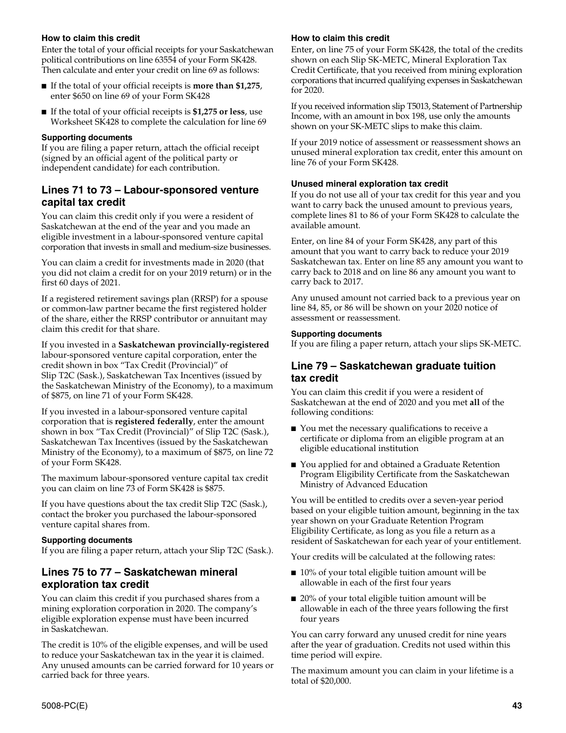#### How to claim this credit

Enter the total of your official receipts for your Saskatchewan political contributions on line 63554 of your Form SK428. Then calculate and enter your credit on line 69 as follows:

- If the total of your official receipts is **more than $1,275**, enter $650 on line 69 of your Form SK428
- If the total of your official receipts is **$1,275 or less**, use Worksheet SK428 to complete the calculation for line 69

#### Supporting documents

If you are filing a paper return, attach the official receipt (signed by an official agent of the political party or independent candidate) for each contribution.

### Lines 71 to 73 – Labour-sponsored venture capital tax credit

You can claim this credit only if you were a resident of Saskatchewan at the end of the year and you made an eligible investment in a labour-sponsored venture capital corporation that invests in small and medium-size businesses.

You can claim a credit for investments made in 2020 (that you did not claim a credit for on your 2019 return) or in the first 60 days of 2021.

If a registered retirement savings plan (RRSP) for a spouse or common-law partner became the first registered holder of the share, either the RRSP contributor or annuitant may claim this credit for that share.

If you invested in a **Saskatchewan provincially-registered** labour-sponsored venture capital corporation, enter the credit shown in box "Tax Credit (Provincial)" of Slip T2C (Sask.), Saskatchewan Tax Incentives (issued by the Saskatchewan Ministry of the Economy), to a maximum of $875, on line 71 of your Form SK428.

If you invested in a labour-sponsored venture capital corporation that is **registered federally**, enter the amount shown in box "Tax Credit (Provincial)" of Slip T2C (Sask.), Saskatchewan Tax Incentives (issued by the Saskatchewan Ministry of the Economy), to a maximum of $875, on line 72 of your Form SK428.

The maximum labour-sponsored venture capital tax credit you can claim on line 73 of Form SK428 is $875.

If you have questions about the tax credit Slip T2C (Sask.), contact the broker you purchased the labour-sponsored venture capital shares from.

#### Supporting documents

If you are filing a paper return, attach your Slip T2C (Sask.).

### Lines 75 to 77 – Saskatchewan mineral exploration tax credit

You can claim this credit if you purchased shares from a mining exploration corporation in 2020. The company's eligible exploration expense must have been incurred in Saskatchewan.

The credit is 10% of the eligible expenses, and will be used to reduce your Saskatchewan tax in the year it is claimed. Any unused amounts can be carried forward for 10 years or carried back for three years.

#### How to claim this credit

Enter, on line 75 of your Form SK428, the total of the credits shown on each Slip SK-METC, Mineral Exploration Tax Credit Certificate, that you received from mining exploration corporations that incurred qualifying expenses in Saskatchewan for 2020.

If you received information slip T5013, Statement of Partnership Income, with an amount in box 198, use only the amounts shown on your SK-METC slips to make this claim.

If your 2019 notice of assessment or reassessment shows an unused mineral exploration tax credit, enter this amount on line 76 of your Form SK428.

#### Unused mineral exploration tax credit

If you do not use all of your tax credit for this year and you want to carry back the unused amount to previous years, complete lines 81 to 86 of your Form SK428 to calculate the available amount.

Enter, on line 84 of your Form SK428, any part of this amount that you want to carry back to reduce your 2019 Saskatchewan tax. Enter on line 85 any amount you want to carry back to 2018 and on line 86 any amount you want to carry back to 2017.

Any unused amount not carried back to a previous year on line 84, 85, or 86 will be shown on your 2020 notice of assessment or reassessment.

#### Supporting documents

If you are filing a paper return, attach your slips SK-METC.

### Line 79 – Saskatchewan graduate tuition tax credit

You can claim this credit if you were a resident of Saskatchewan at the end of 2020 and you met **all** of the following conditions:

- You met the necessary qualifications to receive a certificate or diploma from an eligible program at an eligible educational institution
- You applied for and obtained a Graduate Retention Program Eligibility Certificate from the Saskatchewan Ministry of Advanced Education

You will be entitled to credits over a seven-year period based on your eligible tuition amount, beginning in the tax year shown on your Graduate Retention Program Eligibility Certificate, as long as you file a return as a resident of Saskatchewan for each year of your entitlement.

Your credits will be calculated at the following rates:

- 10% of your total eligible tuition amount will be allowable in each of the first four years
- 20% of your total eligible tuition amount will be allowable in each of the three years following the first four years

You can carry forward any unused credit for nine years after the year of graduation. Credits not used within this time period will expire.

The maximum amount you can claim in your lifetime is a total of $20,000.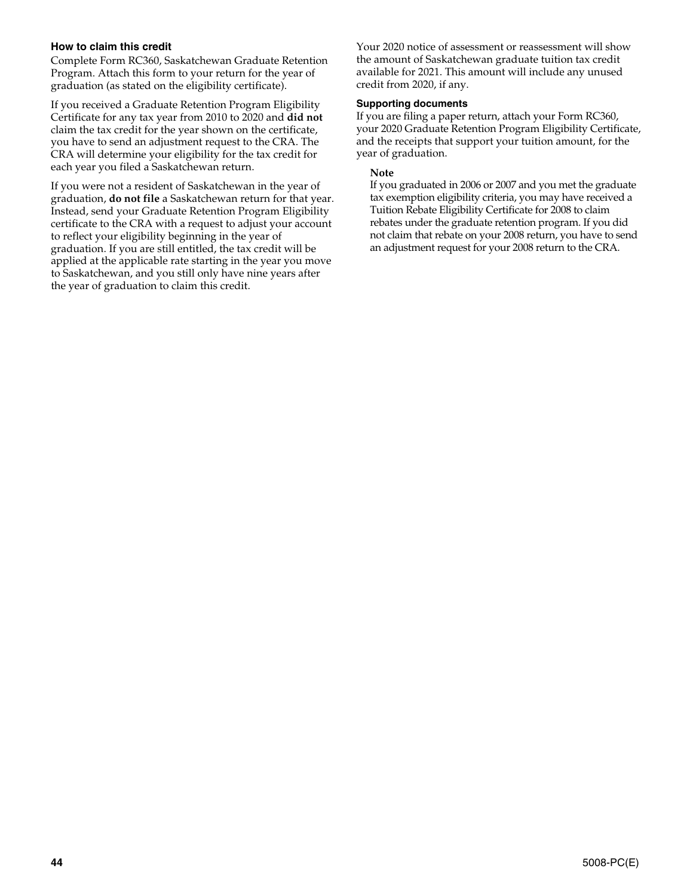#### How to claim this credit

Complete Form RC360, Saskatchewan Graduate Retention Program. Attach this form to your return for the year of graduation (as stated on the eligibility certificate).

If you received a Graduate Retention Program Eligibility Certificate for any tax year from 2010 to 2020 and **did not** claim the tax credit for the year shown on the certificate, you have to send an adjustment request to the CRA. The CRA will determine your eligibility for the tax credit for each year you filed a Saskatchewan return.

If you were not a resident of Saskatchewan in the year of graduation, **do not file** a Saskatchewan return for that year. Instead, send your Graduate Retention Program Eligibility certificate to the CRA with a request to adjust your account to reflect your eligibility beginning in the year of graduation. If you are still entitled, the tax credit will be applied at the applicable rate starting in the year you move to Saskatchewan, and you still only have nine years after the year of graduation to claim this credit.

Your 2020 notice of assessment or reassessment will show the amount of Saskatchewan graduate tuition tax credit available for 2021. This amount will include any unused credit from 2020, if any.

#### Supporting documents

If you are filing a paper return, attach your Form RC360, your 2020 Graduate Retention Program Eligibility Certificate, and the receipts that support your tuition amount, for the year of graduation.

**Note**
If you graduated in 2006 or 2007 and you met the graduate tax exemption eligibility criteria, you may have received a Tuition Rebate Eligibility Certificate for 2008 to claim rebates under the graduate retention program. If you did not claim that rebate on your 2008 return, you have to send an adjustment request for your 2008 return to the CRA.